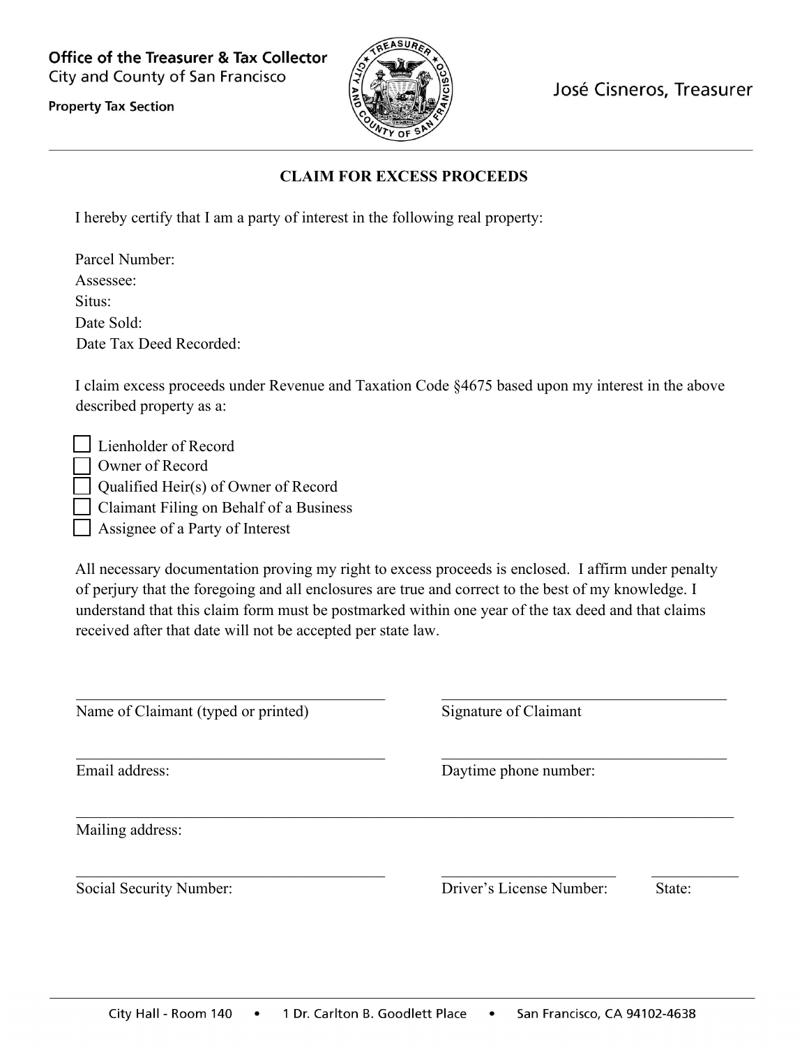Office of the Treasurer & Tax Collector
City and County of San Francisco

**Property Tax Section**

José Cisneros, Treasurer

---

## CLAIM FOR EXCESS PROCEEDS

I hereby certify that I am a party of interest in the following real property:

Parcel Number:
Assessee:
Situs:
Date Sold:
Date Tax Deed Recorded:

I claim excess proceeds under Revenue and Taxation Code §4675 based upon my interest in the above described property as a:

- [ ] Lienholder of Record
- [ ] Owner of Record
- [ ] Qualified Heir(s) of Owner of Record
- [ ] Claimant Filing on Behalf of a Business
- [ ] Assignee of a Party of Interest

All necessary documentation proving my right to excess proceeds is enclosed. I affirm under penalty of perjury that the foregoing and all enclosures are true and correct to the best of my knowledge. I understand that this claim form must be postmarked within one year of the tax deed and that claims received after that date will not be accepted per state law.

| | |
|---|---|
| Name of Claimant (typed or printed) | Signature of Claimant |
| Email address: | Daytime phone number: |

Mailing address:

| | | |
|---|---|---|
| Social Security Number: | Driver's License Number: | State: |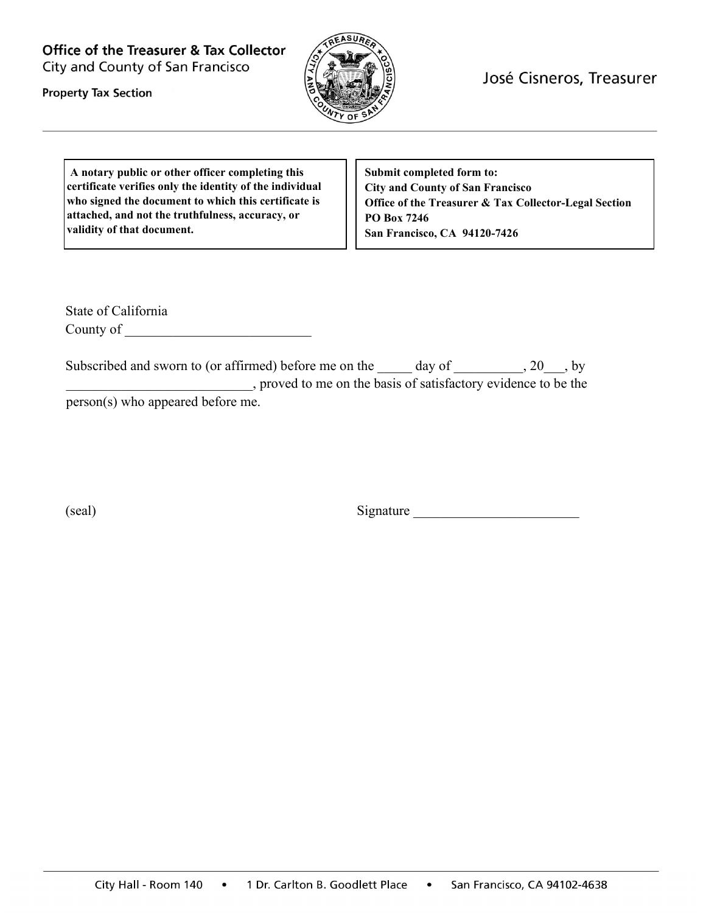**Office of the Treasurer & Tax Collector**
City and County of San Francisco

**Property Tax Section**

José Cisneros, Treasurer

---

| **A notary public or other officer completing this certificate verifies only the identity of the individual who signed the document to which this certificate is attached, and not the truthfulness, accuracy, or validity of that document.** | **Submit completed form to:**<br>**City and County of San Francisco**<br>**Office of the Treasurer & Tax Collector-Legal Section**<br>**PO Box 7246**<br>**San Francisco, CA 94120-7426** |
|---|---|

State of California
County of ___________________________

Subscribed and sworn to (or affirmed) before me on the _____ day of __________, 20___, by ___________________________, proved to me on the basis of satisfactory evidence to be the person(s) who appeared before me.

(seal) Signature ________________________

City Hall - Room 140 • 1 Dr. Carlton B. Goodlett Place • San Francisco, CA 94102-4638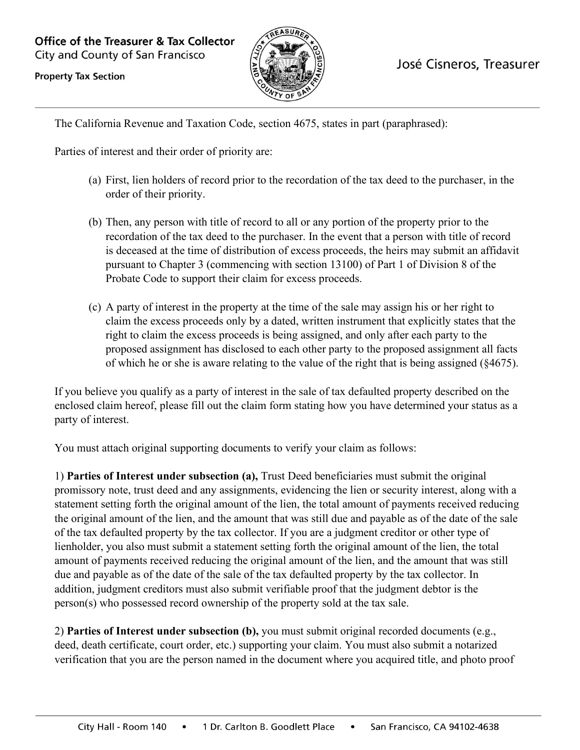The California Revenue and Taxation Code, section 4675, states in part (paraphrased):

Parties of interest and their order of priority are:

(a) First, lien holders of record prior to the recordation of the tax deed to the purchaser, in the order of their priority.

(b) Then, any person with title of record to all or any portion of the property prior to the recordation of the tax deed to the purchaser. In the event that a person with title of record is deceased at the time of distribution of excess proceeds, the heirs may submit an affidavit pursuant to Chapter 3 (commencing with section 13100) of Part 1 of Division 8 of the Probate Code to support their claim for excess proceeds.

(c) A party of interest in the property at the time of the sale may assign his or her right to claim the excess proceeds only by a dated, written instrument that explicitly states that the right to claim the excess proceeds is being assigned, and only after each party to the proposed assignment has disclosed to each other party to the proposed assignment all facts of which he or she is aware relating to the value of the right that is being assigned (§4675).

If you believe you qualify as a party of interest in the sale of tax defaulted property described on the enclosed claim hereof, please fill out the claim form stating how you have determined your status as a party of interest.

You must attach original supporting documents to verify your claim as follows:

1) **Parties of Interest under subsection (a),** Trust Deed beneficiaries must submit the original promissory note, trust deed and any assignments, evidencing the lien or security interest, along with a statement setting forth the original amount of the lien, the total amount of payments received reducing the original amount of the lien, and the amount that was still due and payable as of the date of the sale of the tax defaulted property by the tax collector. If you are a judgment creditor or other type of lienholder, you also must submit a statement setting forth the original amount of the lien, the total amount of payments received reducing the original amount of the lien, and the amount that was still due and payable as of the date of the sale of the tax defaulted property by the tax collector. In addition, judgment creditors must also submit verifiable proof that the judgment debtor is the person(s) who possessed record ownership of the property sold at the tax sale.

2) **Parties of Interest under subsection (b),** you must submit original recorded documents (e.g., deed, death certificate, court order, etc.) supporting your claim. You must also submit a notarized verification that you are the person named in the document where you acquired title, and photo proof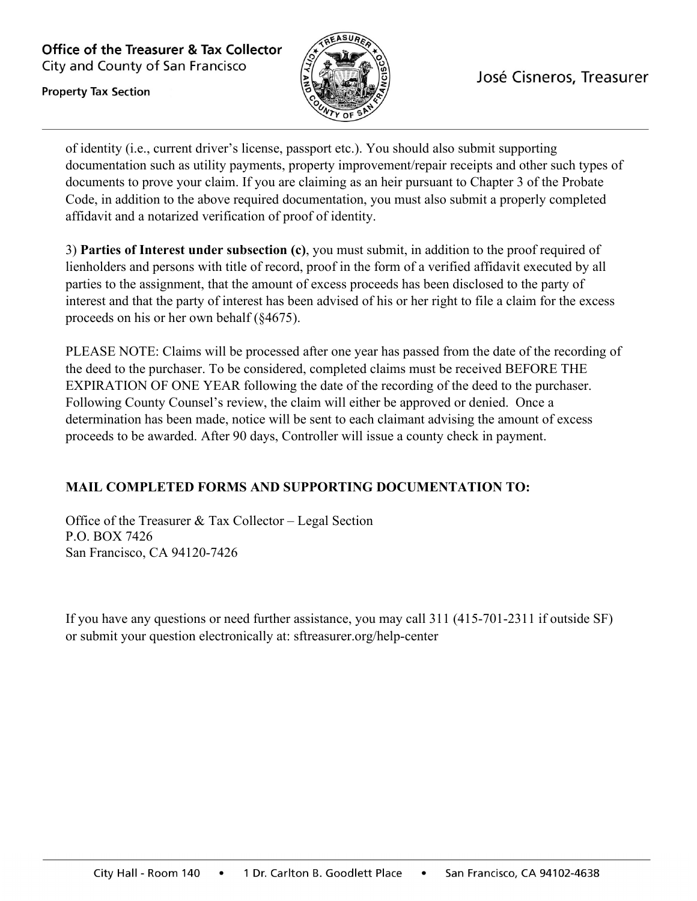of identity (i.e., current driver's license, passport etc.). You should also submit supporting documentation such as utility payments, property improvement/repair receipts and other such types of documents to prove your claim. If you are claiming as an heir pursuant to Chapter 3 of the Probate Code, in addition to the above required documentation, you must also submit a properly completed affidavit and a notarized verification of proof of identity.

3) **Parties of Interest under subsection (c)**, you must submit, in addition to the proof required of lienholders and persons with title of record, proof in the form of a verified affidavit executed by all parties to the assignment, that the amount of excess proceeds has been disclosed to the party of interest and that the party of interest has been advised of his or her right to file a claim for the excess proceeds on his or her own behalf (§4675).

PLEASE NOTE: Claims will be processed after one year has passed from the date of the recording of the deed to the purchaser. To be considered, completed claims must be received BEFORE THE EXPIRATION OF ONE YEAR following the date of the recording of the deed to the purchaser. Following County Counsel's review, the claim will either be approved or denied. Once a determination has been made, notice will be sent to each claimant advising the amount of excess proceeds to be awarded. After 90 days, Controller will issue a county check in payment.

**MAIL COMPLETED FORMS AND SUPPORTING DOCUMENTATION TO:**

Office of the Treasurer & Tax Collector – Legal Section
P.O. BOX 7426
San Francisco, CA 94120-7426

If you have any questions or need further assistance, you may call 311 (415-701-2311 if outside SF) or submit your question electronically at: sftreasurer.org/help-center